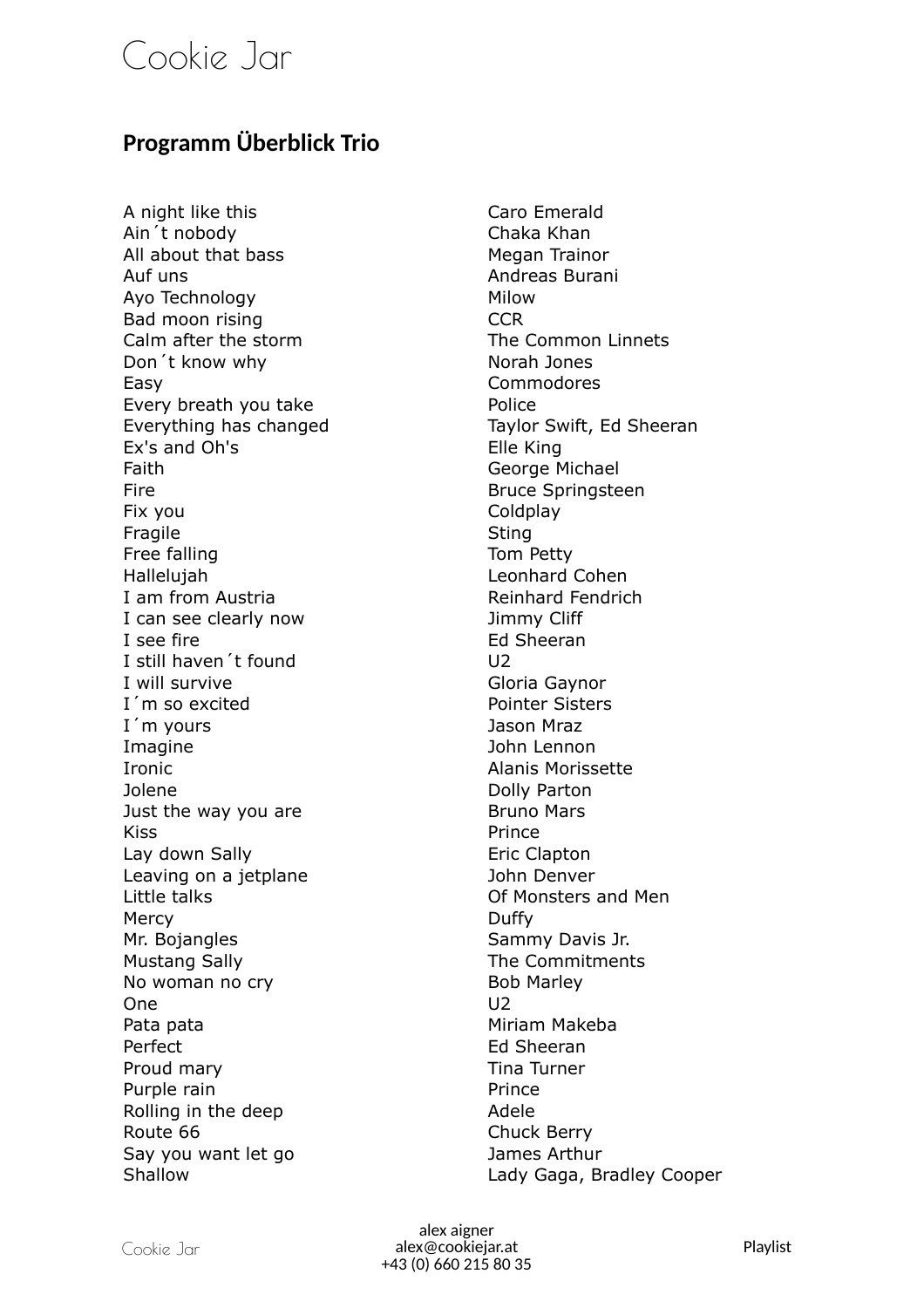# Cookie Jar

## Programm Überblick Trio

| | |
|---|---|
| A night like this | Caro Emerald |
| Ain´t nobody | Chaka Khan |
| All about that bass | Megan Trainor |
| Auf uns | Andreas Burani |
| Ayo Technology | Milow |
| Bad moon rising | CCR |
| Calm after the storm | The Common Linnets |
| Don´t know why | Norah Jones |
| Easy | Commodores |
| Every breath you take | Police |
| Everything has changed | Taylor Swift, Ed Sheeran |
| Ex's and Oh's | Elle King |
| Faith | George Michael |
| Fire | Bruce Springsteen |
| Fix you | Coldplay |
| Fragile | Sting |
| Free falling | Tom Petty |
| Hallelujah | Leonhard Cohen |
| I am from Austria | Reinhard Fendrich |
| I can see clearly now | Jimmy Cliff |
| I see fire | Ed Sheeran |
| I still haven´t found | U2 |
| I will survive | Gloria Gaynor |
| I´m so excited | Pointer Sisters |
| I´m yours | Jason Mraz |
| Imagine | John Lennon |
| Ironic | Alanis Morissette |
| Jolene | Dolly Parton |
| Just the way you are | Bruno Mars |
| Kiss | Prince |
| Lay down Sally | Eric Clapton |
| Leaving on a jetplane | John Denver |
| Little talks | Of Monsters and Men |
| Mercy | Duffy |
| Mr. Bojangles | Sammy Davis Jr. |
| Mustang Sally | The Commitments |
| No woman no cry | Bob Marley |
| One | U2 |
| Pata pata | Miriam Makeba |
| Perfect | Ed Sheeran |
| Proud mary | Tina Turner |
| Purple rain | Prince |
| Rolling in the deep | Adele |
| Route 66 | Chuck Berry |
| Say you want let go | James Arthur |
| Shallow | Lady Gaga, Bradley Cooper |

alex aigner
alex@cookiejar.at
+43 (0) 660 215 80 35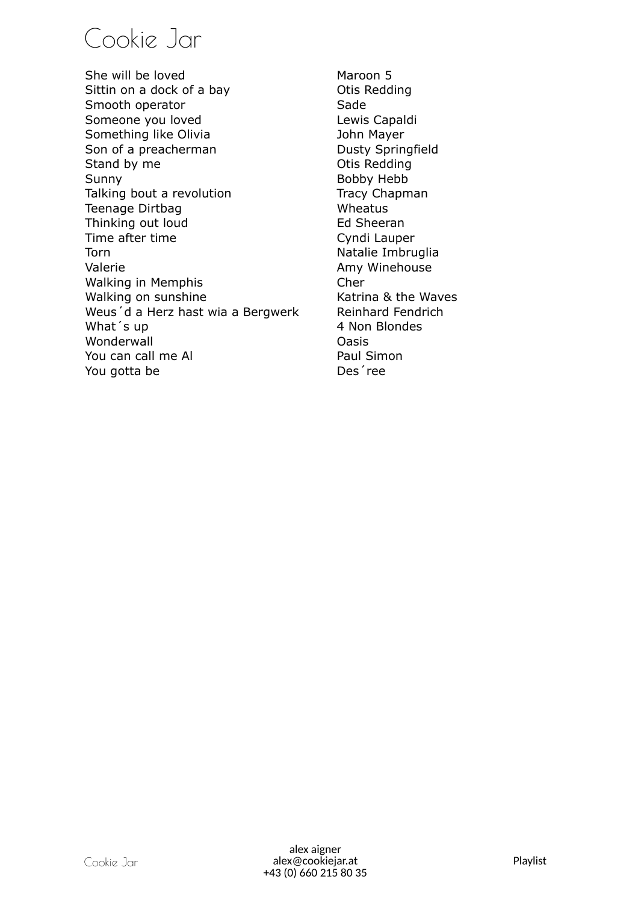# Cookie Jar

| | |
|---|---|
| She will be loved | Maroon 5 |
| Sittin on a dock of a bay | Otis Redding |
| Smooth operator | Sade |
| Someone you loved | Lewis Capaldi |
| Something like Olivia | John Mayer |
| Son of a preacherman | Dusty Springfield |
| Stand by me | Otis Redding |
| Sunny | Bobby Hebb |
| Talking bout a revolution | Tracy Chapman |
| Teenage Dirtbag | Wheatus |
| Thinking out loud | Ed Sheeran |
| Time after time | Cyndi Lauper |
| Torn | Natalie Imbruglia |
| Valerie | Amy Winehouse |
| Walking in Memphis | Cher |
| Walking on sunshine | Katrina & the Waves |
| Weus´d a Herz hast wia a Bergwerk | Reinhard Fendrich |
| What´s up | 4 Non Blondes |
| Wonderwall | Oasis |
| You can call me Al | Paul Simon |
| You gotta be | Des´ree |